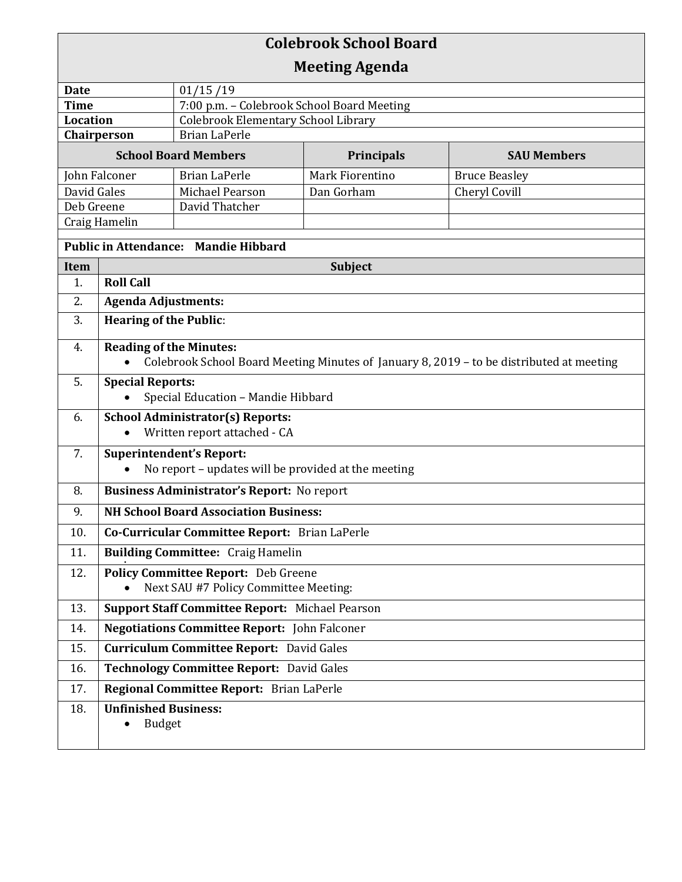# Colebrook School Board
## Meeting Agenda

| | |
|---|---|
| **Date** | 01/15 /19 |
| **Time** | 7:00 p.m. – Colebrook School Board Meeting |
| **Location** | Colebrook Elementary School Library |
| **Chairperson** | Brian LaPerle |

| **School Board Members** | | **Principals** | **SAU Members** |
|---|---|---|---|
| John Falconer | Brian LaPerle | Mark Fiorentino | Bruce Beasley |
| David Gales | Michael Pearson | Dan Gorham | Cheryl Covill |
| Deb Greene | David Thatcher | | |
| Craig Hamelin | | | |

**Public in Attendance: Mandie Hibbard**

| Item | Subject |
|---|---|
| 1. | **Roll Call** |
| 2. | **Agenda Adjustments:** |
| 3. | **Hearing of the Public**: |
| 4. | **Reading of the Minutes:** <br> • Colebrook School Board Meeting Minutes of January 8, 2019 – to be distributed at meeting |
| 5. | **Special Reports:** <br> • Special Education – Mandie Hibbard |
| 6. | **School Administrator(s) Reports:** <br> • Written report attached - CA |
| 7. | **Superintendent's Report:** <br> • No report – updates will be provided at the meeting |
| 8. | **Business Administrator's Report:** No report |
| 9. | **NH School Board Association Business:** |
| 10. | **Co-Curricular Committee Report:** Brian LaPerle |
| 11. | **Building Committee:** Craig Hamelin |
| 12. | **Policy Committee Report:** Deb Greene <br> • Next SAU #7 Policy Committee Meeting: |
| 13. | **Support Staff Committee Report:** Michael Pearson |
| 14. | **Negotiations Committee Report:** John Falconer |
| 15. | **Curriculum Committee Report:** David Gales |
| 16. | **Technology Committee Report:** David Gales |
| 17. | **Regional Committee Report:** Brian LaPerle |
| 18. | **Unfinished Business:** <br> • Budget |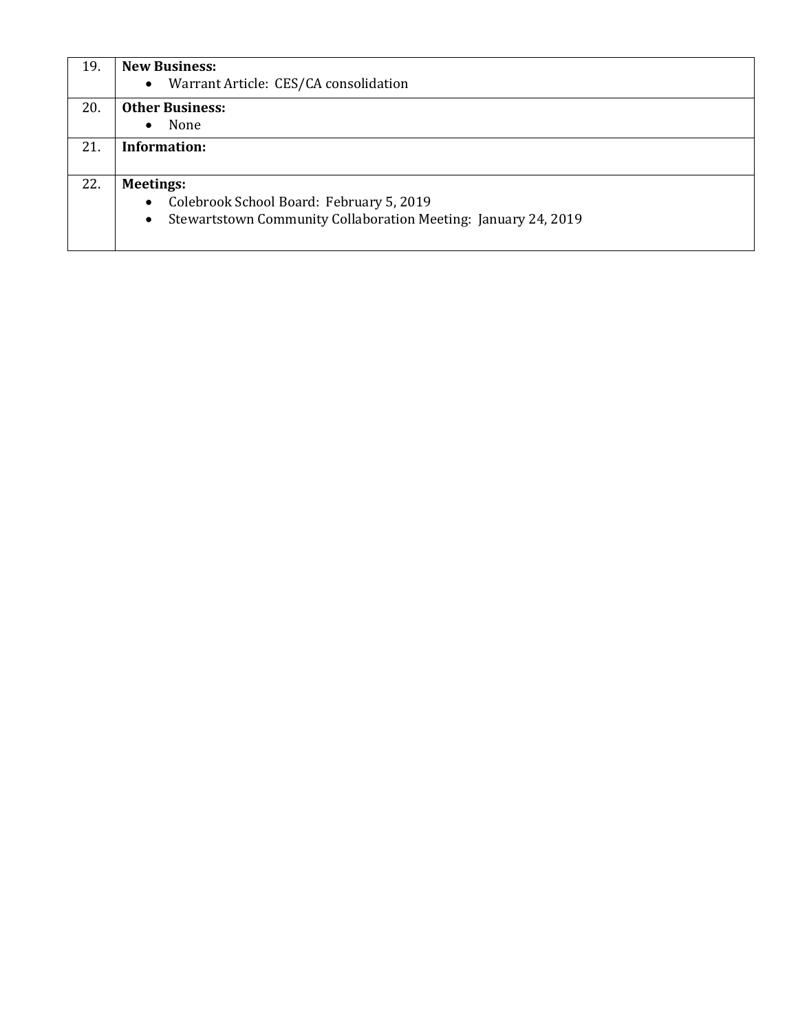| | |
|---|---|
| 19. | **New Business:**<br>• Warrant Article: CES/CA consolidation |
| 20. | **Other Business:**<br>• None |
| 21. | **Information:** |
| 22. | **Meetings:**<br>• Colebrook School Board: February 5, 2019<br>• Stewartstown Community Collaboration Meeting: January 24, 2019 |